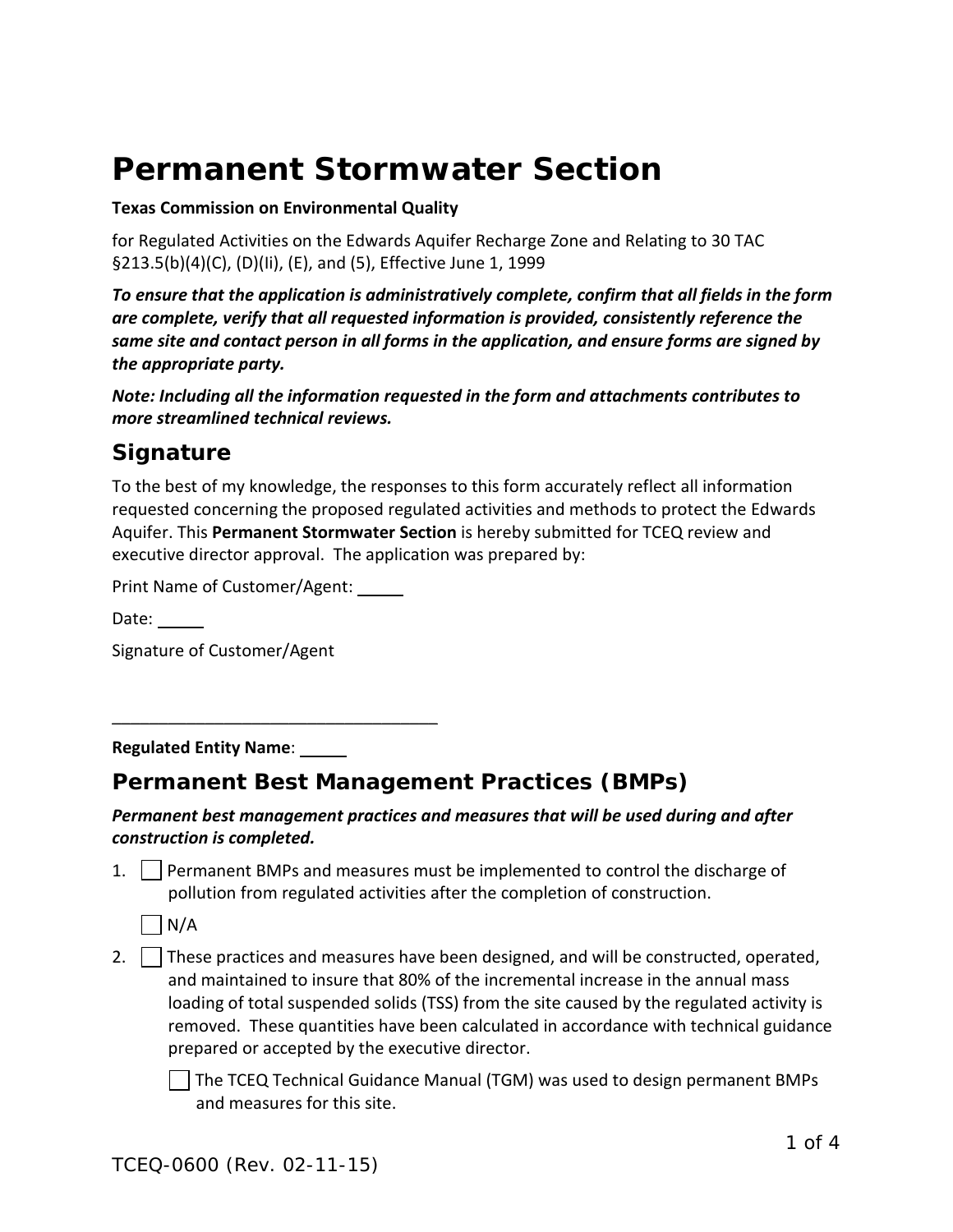# Permanent Stormwater Section

**Texas Commission on Environmental Quality**

for Regulated Activities on the Edwards Aquifer Recharge Zone and Relating to 30 TAC §213.5(b)(4)(C), (D)(Ii), (E), and (5), Effective June 1, 1999

***To ensure that the application is administratively complete, confirm that all fields in the form are complete, verify that all requested information is provided, consistently reference the same site and contact person in all forms in the application, and ensure forms are signed by the appropriate party.***

***Note: Including all the information requested in the form and attachments contributes to more streamlined technical reviews.***

## Signature

To the best of my knowledge, the responses to this form accurately reflect all information requested concerning the proposed regulated activities and methods to protect the Edwards Aquifer. This **Permanent Stormwater Section** is hereby submitted for TCEQ review and executive director approval. The application was prepared by:

Print Name of Customer/Agent: _____

Date: _____

Signature of Customer/Agent

___________________________________

**Regulated Entity Name**: _____

## Permanent Best Management Practices (BMPs)

***Permanent best management practices and measures that will be used during and after construction is completed.***

1. ☐ Permanent BMPs and measures must be implemented to control the discharge of pollution from regulated activities after the completion of construction.

   ☐ N/A

2. ☐ These practices and measures have been designed, and will be constructed, operated, and maintained to insure that 80% of the incremental increase in the annual mass loading of total suspended solids (TSS) from the site caused by the regulated activity is removed. These quantities have been calculated in accordance with technical guidance prepared or accepted by the executive director.

   ☐ The TCEQ Technical Guidance Manual (TGM) was used to design permanent BMPs and measures for this site.

TCEQ-0600 (Rev. 02-11-15)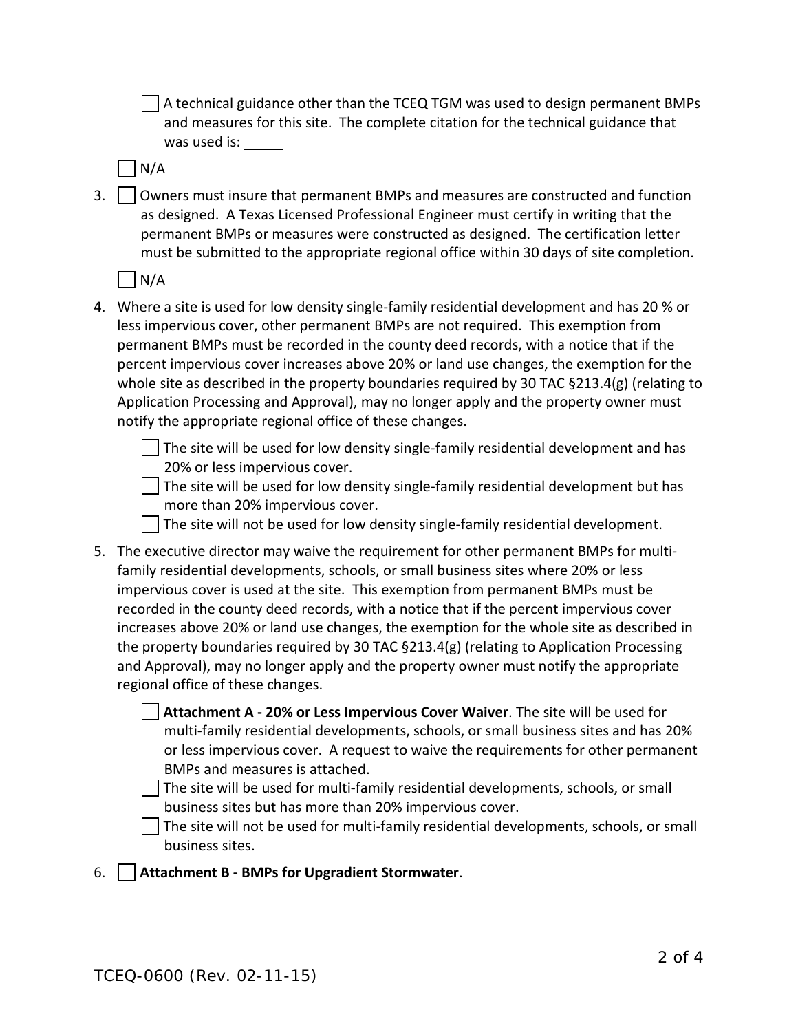- [ ] A technical guidance other than the TCEQ TGM was used to design permanent BMPs and measures for this site. The complete citation for the technical guidance that was used is: \_\_\_\_\_

- [ ] N/A

3. [ ] Owners must insure that permanent BMPs and measures are constructed and function as designed. A Texas Licensed Professional Engineer must certify in writing that the permanent BMPs or measures were constructed as designed. The certification letter must be submitted to the appropriate regional office within 30 days of site completion.

   - [ ] N/A

4. Where a site is used for low density single-family residential development and has 20 % or less impervious cover, other permanent BMPs are not required. This exemption from permanent BMPs must be recorded in the county deed records, with a notice that if the percent impervious cover increases above 20% or land use changes, the exemption for the whole site as described in the property boundaries required by 30 TAC §213.4(g) (relating to Application Processing and Approval), may no longer apply and the property owner must notify the appropriate regional office of these changes.

   - [ ] The site will be used for low density single-family residential development and has 20% or less impervious cover.
   - [ ] The site will be used for low density single-family residential development but has more than 20% impervious cover.
   - [ ] The site will not be used for low density single-family residential development.

5. The executive director may waive the requirement for other permanent BMPs for multi-family residential developments, schools, or small business sites where 20% or less impervious cover is used at the site. This exemption from permanent BMPs must be recorded in the county deed records, with a notice that if the percent impervious cover increases above 20% or land use changes, the exemption for the whole site as described in the property boundaries required by 30 TAC §213.4(g) (relating to Application Processing and Approval), may no longer apply and the property owner must notify the appropriate regional office of these changes.

   - [ ] **Attachment A - 20% or Less Impervious Cover Waiver**. The site will be used for multi-family residential developments, schools, or small business sites and has 20% or less impervious cover. A request to waive the requirements for other permanent BMPs and measures is attached.
   - [ ] The site will be used for multi-family residential developments, schools, or small business sites but has more than 20% impervious cover.
   - [ ] The site will not be used for multi-family residential developments, schools, or small business sites.

6. [ ] **Attachment B - BMPs for Upgradient Stormwater**.

TCEQ-0600 (Rev. 02-11-15)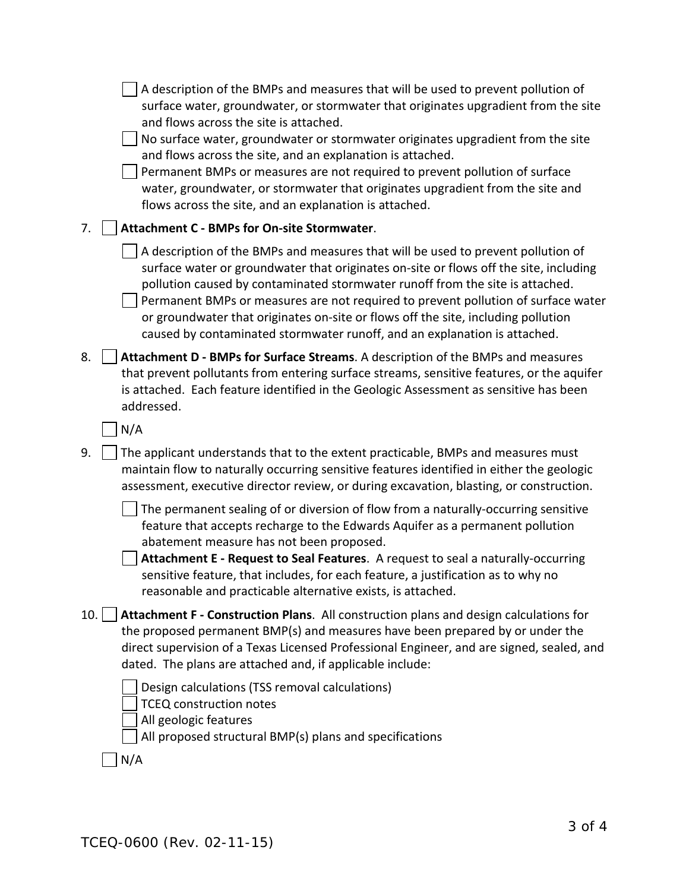- [ ] A description of the BMPs and measures that will be used to prevent pollution of surface water, groundwater, or stormwater that originates upgradient from the site and flows across the site is attached.
- [ ] No surface water, groundwater or stormwater originates upgradient from the site and flows across the site, and an explanation is attached.
- [ ] Permanent BMPs or measures are not required to prevent pollution of surface water, groundwater, or stormwater that originates upgradient from the site and flows across the site, and an explanation is attached.

7. [ ] **Attachment C - BMPs for On-site Stormwater**.

   - [ ] A description of the BMPs and measures that will be used to prevent pollution of surface water or groundwater that originates on-site or flows off the site, including pollution caused by contaminated stormwater runoff from the site is attached.
   - [ ] Permanent BMPs or measures are not required to prevent pollution of surface water or groundwater that originates on-site or flows off the site, including pollution caused by contaminated stormwater runoff, and an explanation is attached.

8. [ ] **Attachment D - BMPs for Surface Streams**. A description of the BMPs and measures that prevent pollutants from entering surface streams, sensitive features, or the aquifer is attached. Each feature identified in the Geologic Assessment as sensitive has been addressed.

   [ ] N/A

9. [ ] The applicant understands that to the extent practicable, BMPs and measures must maintain flow to naturally occurring sensitive features identified in either the geologic assessment, executive director review, or during excavation, blasting, or construction.

   - [ ] The permanent sealing of or diversion of flow from a naturally-occurring sensitive feature that accepts recharge to the Edwards Aquifer as a permanent pollution abatement measure has not been proposed.
   - [ ] **Attachment E - Request to Seal Features**. A request to seal a naturally-occurring sensitive feature, that includes, for each feature, a justification as to why no reasonable and practicable alternative exists, is attached.

10. [ ] **Attachment F - Construction Plans**. All construction plans and design calculations for the proposed permanent BMP(s) and measures have been prepared by or under the direct supervision of a Texas Licensed Professional Engineer, and are signed, sealed, and dated. The plans are attached and, if applicable include:

    - [ ] Design calculations (TSS removal calculations)
    - [ ] TCEQ construction notes
    - [ ] All geologic features
    - [ ] All proposed structural BMP(s) plans and specifications

    [ ] N/A

TCEQ-0600 (Rev. 02-11-15)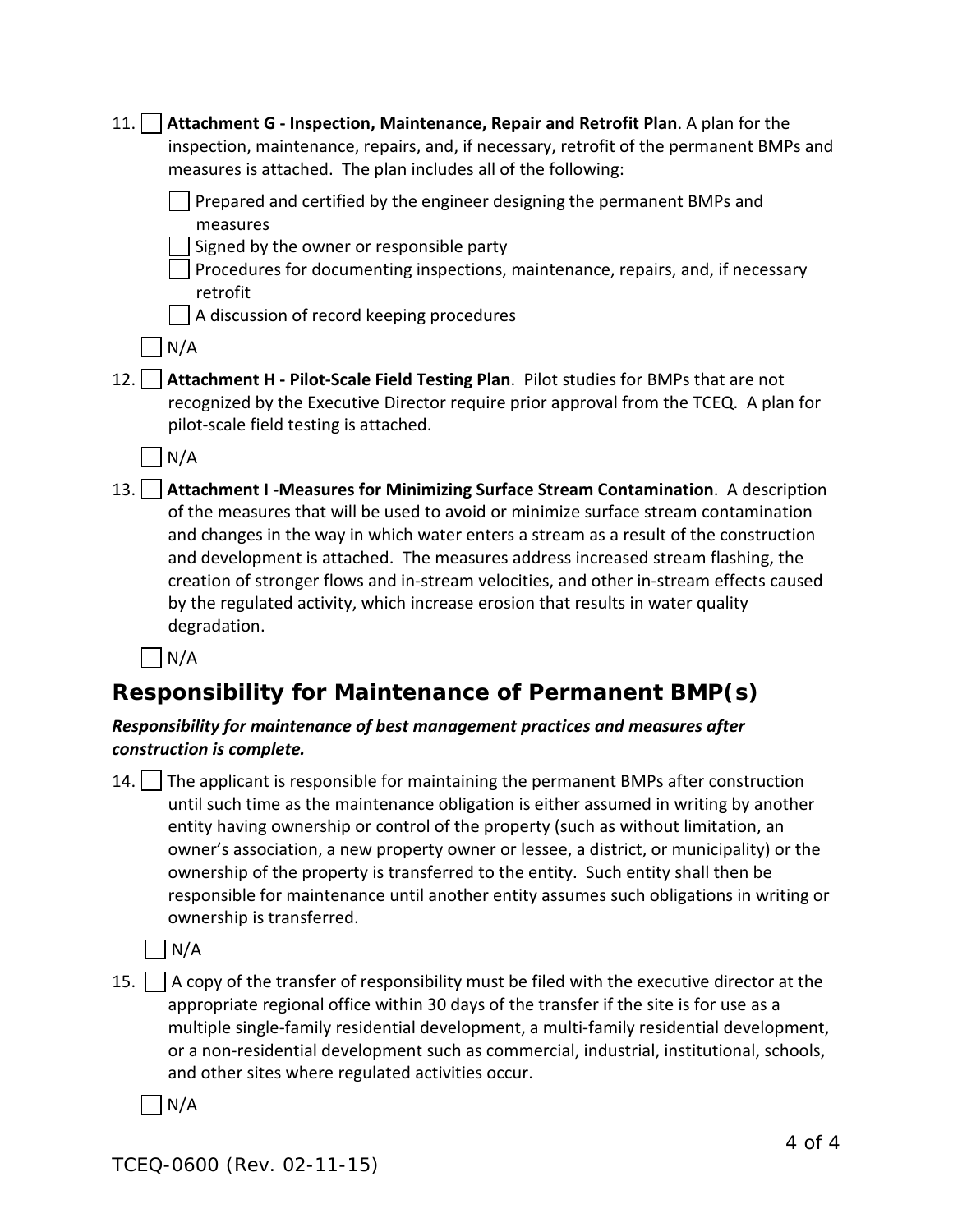11. ☐ **Attachment G - Inspection, Maintenance, Repair and Retrofit Plan**. A plan for the inspection, maintenance, repairs, and, if necessary, retrofit of the permanent BMPs and measures is attached. The plan includes all of the following:

    ☐ Prepared and certified by the engineer designing the permanent BMPs and measures
    ☐ Signed by the owner or responsible party
    ☐ Procedures for documenting inspections, maintenance, repairs, and, if necessary retrofit
    ☐ A discussion of record keeping procedures

    ☐ N/A

12. ☐ **Attachment H - Pilot-Scale Field Testing Plan**. Pilot studies for BMPs that are not recognized by the Executive Director require prior approval from the TCEQ. A plan for pilot-scale field testing is attached.

    ☐ N/A

13. ☐ **Attachment I -Measures for Minimizing Surface Stream Contamination**. A description of the measures that will be used to avoid or minimize surface stream contamination and changes in the way in which water enters a stream as a result of the construction and development is attached. The measures address increased stream flashing, the creation of stronger flows and in-stream velocities, and other in-stream effects caused by the regulated activity, which increase erosion that results in water quality degradation.

    ☐ N/A

## Responsibility for Maintenance of Permanent BMP(s)

***Responsibility for maintenance of best management practices and measures after construction is complete.***

14. ☐ The applicant is responsible for maintaining the permanent BMPs after construction until such time as the maintenance obligation is either assumed in writing by another entity having ownership or control of the property (such as without limitation, an owner's association, a new property owner or lessee, a district, or municipality) or the ownership of the property is transferred to the entity. Such entity shall then be responsible for maintenance until another entity assumes such obligations in writing or ownership is transferred.

    ☐ N/A

15. ☐ A copy of the transfer of responsibility must be filed with the executive director at the appropriate regional office within 30 days of the transfer if the site is for use as a multiple single-family residential development, a multi-family residential development, or a non-residential development such as commercial, industrial, institutional, schools, and other sites where regulated activities occur.

    ☐ N/A

TCEQ-0600 (Rev. 02-11-15)